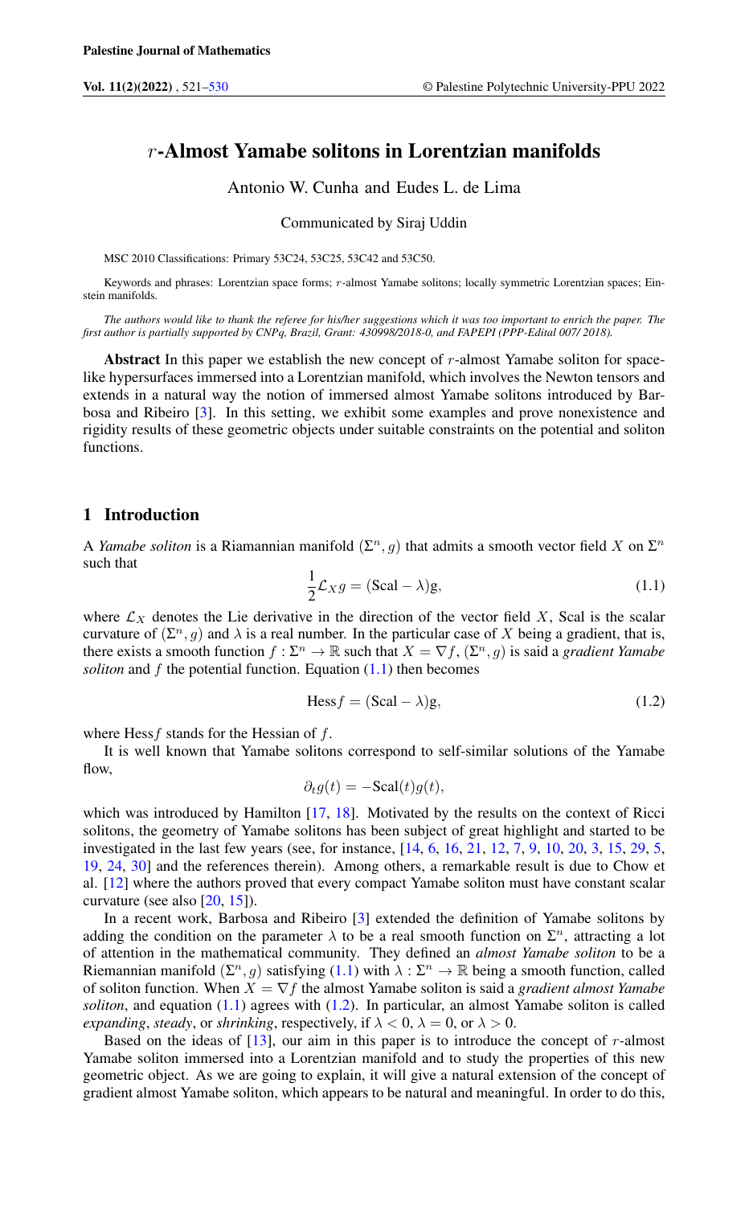# $r$-Almost Yamabe solitons in Lorentzian manifolds

Antonio W. Cunha and Eudes L. de Lima

Communicated by Siraj Uddin

MSC 2010 Classifications: Primary 53C24, 53C25, 53C42 and 53C50.

Keywords and phrases: Lorentzian space forms; $r$-almost Yamabe solitons; locally symmetric Lorentzian spaces; Einstein manifolds.

*The authors would like to thank the referee for his/her suggestions which it was too important to enrich the paper. The first author is partially supported by CNPq, Brazil, Grant: 430998/2018-0, and FAPEPI (PPP-Edital 007/ 2018).*

**Abstract** In this paper we establish the new concept of $r$-almost Yamabe soliton for spacelike hypersurfaces immersed into a Lorentzian manifold, which involves the Newton tensors and extends in a natural way the notion of immersed almost Yamabe solitons introduced by Barbosa and Ribeiro [3]. In this setting, we exhibit some examples and prove nonexistence and rigidity results of these geometric objects under suitable constraints on the potential and soliton functions.

## 1 Introduction

A *Yamabe soliton* is a Riamannian manifold $(\Sigma^n, g)$ that admits a smooth vector field $X$ on $\Sigma^n$ such that

$$\frac{1}{2}\mathcal{L}_X g = (\mathrm{Scal} - \lambda)\mathrm{g}, \tag{1.1}$$

where $\mathcal{L}_X$ denotes the Lie derivative in the direction of the vector field $X$, Scal is the scalar curvature of $(\Sigma^n, g)$ and $\lambda$ is a real number. In the particular case of $X$ being a gradient, that is, there exists a smooth function $f : \Sigma^n \to \mathbb{R}$ such that $X = \nabla f$, $(\Sigma^n, g)$ is said a *gradient Yamabe soliton* and $f$ the potential function. Equation (1.1) then becomes

$$\mathrm{Hess} f = (\mathrm{Scal} - \lambda)\mathrm{g}, \tag{1.2}$$

where Hess$f$ stands for the Hessian of $f$.

It is well known that Yamabe solitons correspond to self-similar solutions of the Yamabe flow,

$$\partial_t g(t) = -\mathrm{Scal}(t)g(t),$$

which was introduced by Hamilton [17, 18]. Motivated by the results on the context of Ricci solitons, the geometry of Yamabe solitons has been subject of great highlight and started to be investigated in the last few years (see, for instance, [14, 6, 16, 21, 12, 7, 9, 10, 20, 3, 15, 29, 5, 19, 24, 30] and the references therein). Among others, a remarkable result is due to Chow et al. [12] where the authors proved that every compact Yamabe soliton must have constant scalar curvature (see also [20, 15]).

In a recent work, Barbosa and Ribeiro [3] extended the definition of Yamabe solitons by adding the condition on the parameter $\lambda$ to be a real smooth function on $\Sigma^n$, attracting a lot of attention in the mathematical community. They defined an *almost Yamabe soliton* to be a Riemannian manifold $(\Sigma^n, g)$ satisfying (1.1) with $\lambda : \Sigma^n \to \mathbb{R}$ being a smooth function, called of soliton function. When $X = \nabla f$ the almost Yamabe soliton is said a *gradient almost Yamabe soliton*, and equation (1.1) agrees with (1.2). In particular, an almost Yamabe soliton is called *expanding*, *steady*, or *shrinking*, respectively, if $\lambda < 0$, $\lambda = 0$, or $\lambda > 0$.

Based on the ideas of [13], our aim in this paper is to introduce the concept of $r$-almost Yamabe soliton immersed into a Lorentzian manifold and to study the properties of this new geometric object. As we are going to explain, it will give a natural extension of the concept of gradient almost Yamabe soliton, which appears to be natural and meaningful. In order to do this,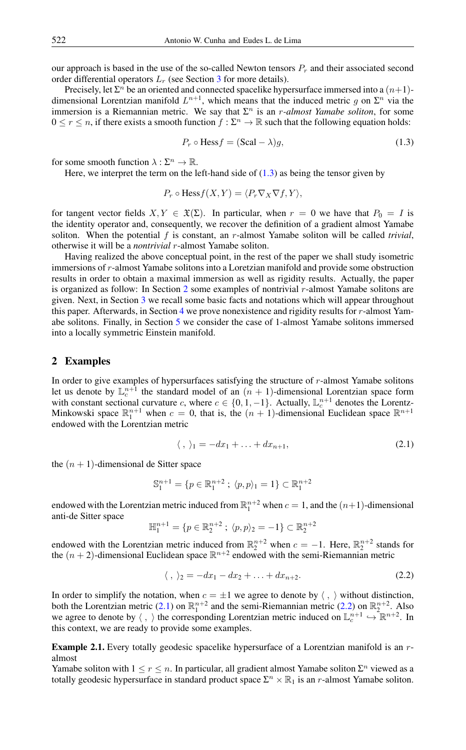our approach is based in the use of the so-called Newton tensors $P_r$ and their associated second order differential operators $L_r$ (see Section 3 for more details).

Precisely, let $\Sigma^n$ be an oriented and connected spacelike hypersurface immersed into a $(n+1)$-dimensional Lorentzian manifold $L^{n+1}$, which means that the induced metric $g$ on $\Sigma^n$ via the immersion is a Riemannian metric. We say that $\Sigma^n$ is an *$r$-almost Yamabe soliton*, for some $0 \leq r \leq n$, if there exists a smooth function $f : \Sigma^n \to \mathbb{R}$ such that the following equation holds:

$$P_r \circ \mathrm{Hess} f = (\mathrm{Scal} - \lambda) g, \tag{1.3}$$

for some smooth function $\lambda : \Sigma^n \to \mathbb{R}$.

Here, we interpret the term on the left-hand side of (1.3) as being the tensor given by

$$P_r \circ \mathrm{Hess} f(X, Y) = \langle P_r \nabla_X \nabla f, Y \rangle,$$

for tangent vector fields $X, Y \in \mathfrak{X}(\Sigma)$. In particular, when $r = 0$ we have that $P_0 = I$ is the identity operator and, consequently, we recover the definition of a gradient almost Yamabe soliton. When the potential $f$ is constant, an $r$-almost Yamabe soliton will be called *trivial*, otherwise it will be a *nontrivial* $r$-almost Yamabe soliton.

Having realized the above conceptual point, in the rest of the paper we shall study isometric immersions of $r$-almost Yamabe solitons into a Loretzian manifold and provide some obstruction results in order to obtain a maximal immersion as well as rigidity results. Actually, the paper is organized as follow: In Section 2 some examples of nontrivial $r$-almost Yamabe solitons are given. Next, in Section 3 we recall some basic facts and notations which will appear throughout this paper. Afterwards, in Section 4 we prove nonexistence and rigidity results for $r$-almost Yamabe solitons. Finally, in Section 5 we consider the case of 1-almost Yamabe solitons immersed into a locally symmetric Einstein manifold.

## 2 Examples

In order to give examples of hypersurfaces satisfying the structure of $r$-almost Yamabe solitons let us denote by $\mathbb{L}_c^{n+1}$ the standard model of an $(n+1)$-dimensional Lorentzian space form with constant sectional curvature $c$, where $c \in \{0, 1, -1\}$. Actually, $\mathbb{L}_c^{n+1}$ denotes the Lorentz-Minkowski space $\mathbb{R}_1^{n+1}$ when $c = 0$, that is, the $(n+1)$-dimensional Euclidean space $\mathbb{R}^{n+1}$ endowed with the Lorentzian metric

$$\langle \, , \, \rangle_1 = -dx_1 + \ldots + dx_{n+1}, \tag{2.1}$$

the $(n+1)$-dimensional de Sitter space

$$\mathbb{S}_1^{n+1} = \{p \in \mathbb{R}_1^{n+2} \, ; \, \langle p, p \rangle_1 = 1\} \subset \mathbb{R}_1^{n+2}$$

endowed with the Lorentzian metric induced from $\mathbb{R}_1^{n+2}$ when $c = 1$, and the $(n+1)$-dimensional anti-de Sitter space

$$\mathbb{H}_1^{n+1} = \{p \in \mathbb{R}_2^{n+2} \, ; \, \langle p, p \rangle_2 = -1\} \subset \mathbb{R}_2^{n+2}$$

endowed with the Lorentzian metric induced from $\mathbb{R}_2^{n+2}$ when $c = -1$. Here, $\mathbb{R}_2^{n+2}$ stands for the $(n+2)$-dimensional Euclidean space $\mathbb{R}^{n+2}$ endowed with the semi-Riemannian metric

$$\langle \, , \, \rangle_2 = -dx_1 - dx_2 + \ldots + dx_{n+2}. \tag{2.2}$$

In order to simplify the notation, when $c = \pm 1$ we agree to denote by $\langle \, , \, \rangle$ without distinction, both the Lorentzian metric (2.1) on $\mathbb{R}_1^{n+2}$ and the semi-Riemannian metric (2.2) on $\mathbb{R}_2^{n+2}$. Also we agree to denote by $\langle \, , \, \rangle$ the corresponding Lorentzian metric induced on $\mathbb{L}_c^{n+1} \hookrightarrow \mathbb{R}^{n+2}$. In this context, we are ready to provide some examples.

**Example 2.1.** Every totally geodesic spacelike hypersurface of a Lorentzian manifold is an $r$-almost Yamabe soliton with $1 \leq r \leq n$. In particular, all gradient almost Yamabe soliton $\Sigma^n$ viewed as a totally geodesic hypersurface in standard product space $\Sigma^n \times \mathbb{R}_1$ is an $r$-almost Yamabe soliton.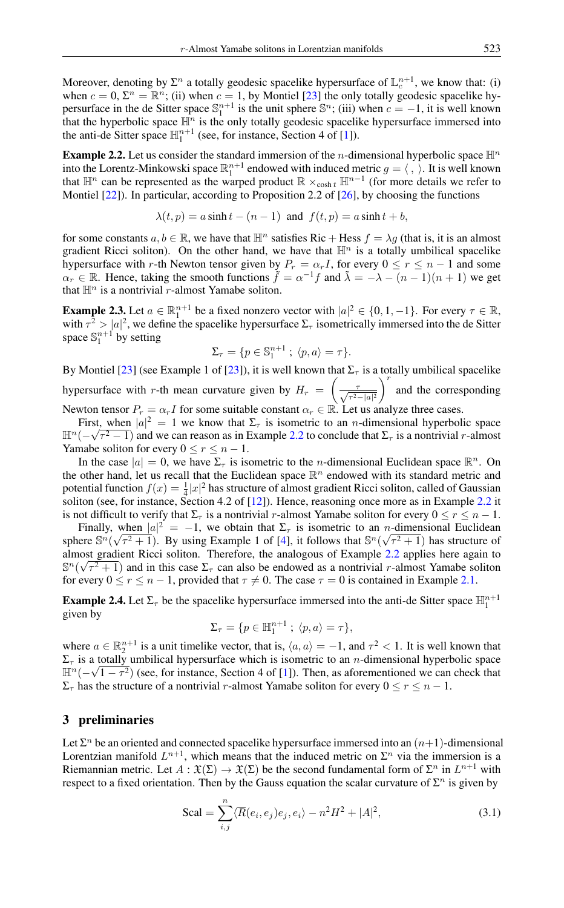Moreover, denoting by $\Sigma^n$ a totally geodesic spacelike hypersurface of $\mathbb{L}^{n+1}_c$, we know that: (i) when $c = 0$, $\Sigma^n = \mathbb{R}^n$; (ii) when $c = 1$, by Montiel [23] the only totally geodesic spacelike hypersurface in the de Sitter space $\mathbb{S}^{n+1}_1$ is the unit sphere $\mathbb{S}^n$; (iii) when $c = -1$, it is well known that the hyperbolic space $\mathbb{H}^n$ is the only totally geodesic spacelike hypersurface immersed into the anti-de Sitter space $\mathbb{H}^{n+1}_1$ (see, for instance, Section 4 of [1]).

**Example 2.2.** Let us consider the standard immersion of the $n$-dimensional hyperbolic space $\mathbb{H}^n$ into the Lorentz-Minkowski space $\mathbb{R}^{n+1}_1$ endowed with induced metric $g = \langle\, , \,\rangle$. It is well known that $\mathbb{H}^n$ can be represented as the warped product $\mathbb{R} \times_{\cosh t} \mathbb{H}^{n-1}$ (for more details we refer to Montiel [22]). In particular, according to Proposition 2.2 of [26], by choosing the functions

$$\lambda(t,p) = a \sinh t - (n-1) \;\text{ and }\; f(t,p) = a \sinh t + b,$$

for some constants $a, b \in \mathbb{R}$, we have that $\mathbb{H}^n$ satisfies $\mathrm{Ric} + \mathrm{Hess}\, f = \lambda g$ (that is, it is an almost gradient Ricci soliton). On the other hand, we have that $\mathbb{H}^n$ is a totally umbilical spacelike hypersurface with $r$-th Newton tensor given by $P_r = \alpha_r I$, for every $0 \le r \le n-1$ and some $\alpha_r \in \mathbb{R}$. Hence, taking the smooth functions $\tilde{f} = \alpha^{-1} f$ and $\tilde{\lambda} = -\lambda - (n-1)(n+1)$ we get that $\mathbb{H}^n$ is a nontrivial $r$-almost Yamabe soliton.

**Example 2.3.** Let $a \in \mathbb{R}^{n+1}_1$ be a fixed nonzero vector with $|a|^2 \in \{0, 1, -1\}$. For every $\tau \in \mathbb{R}$, with $\tau^2 > |a|^2$, we define the spacelike hypersurface $\Sigma_\tau$ isometrically immersed into the de Sitter space $\mathbb{S}^{n+1}_1$ by setting

$$\Sigma_\tau = \{p \in \mathbb{S}^{n+1}_1 \,;\, \langle p, a\rangle = \tau\}.$$

By Montiel [23] (see Example 1 of [23]), it is well known that $\Sigma_\tau$ is a totally umbilical spacelike hypersurface with $r$-th mean curvature given by $H_r = \left(\frac{\tau}{\sqrt{\tau^2 - |a|^2}}\right)^r$ and the corresponding Newton tensor $P_r = \alpha_r I$ for some suitable constant $\alpha_r \in \mathbb{R}$. Let us analyze three cases.

First, when $|a|^2 = 1$ we know that $\Sigma_\tau$ is isometric to an $n$-dimensional hyperbolic space $\mathbb{H}^n(-\sqrt{\tau^2 - 1})$ and we can reason as in Example 2.2 to conclude that $\Sigma_\tau$ is a nontrivial $r$-almost Yamabe soliton for every $0 \le r \le n-1$.

In the case $|a| = 0$, we have $\Sigma_\tau$ is isometric to the $n$-dimensional Euclidean space $\mathbb{R}^n$. On the other hand, let us recall that the Euclidean space $\mathbb{R}^n$ endowed with its standard metric and potential function $f(x) = \frac{1}{4}|x|^2$ has structure of almost gradient Ricci soliton, called of Gaussian soliton (see, for instance, Section 4.2 of [12]). Hence, reasoning once more as in Example 2.2 it is not difficult to verify that $\Sigma_\tau$ is a nontrivial $r$-almost Yamabe soliton for every $0 \le r \le n-1$.

Finally, when $|a|^2 = -1$, we obtain that $\Sigma_\tau$ is isometric to an $n$-dimensional Euclidean sphere $\mathbb{S}^n(\sqrt{\tau^2 + 1})$. By using Example 1 of [4], it follows that $\mathbb{S}^n(\sqrt{\tau^2+1})$ has structure of almost gradient Ricci soliton. Therefore, the analogous of Example 2.2 applies here again to $\mathbb{S}^n(\sqrt{\tau^2+1})$ and in this case $\Sigma_\tau$ can also be endowed as a nontrivial $r$-almost Yamabe soliton for every $0 \le r \le n-1$, provided that $\tau \neq 0$. The case $\tau = 0$ is contained in Example 2.1.

**Example 2.4.** Let $\Sigma_\tau$ be the spacelike hypersurface immersed into the anti-de Sitter space $\mathbb{H}^{n+1}_1$ given by

$$\Sigma_\tau = \{p \in \mathbb{H}^{n+1}_1 \,;\, \langle p, a\rangle = \tau\},$$

where $a \in \mathbb{R}^{n+1}_2$ is a unit timelike vector, that is, $\langle a, a\rangle = -1$, and $\tau^2 < 1$. It is well known that $\Sigma_\tau$ is a totally umbilical hypersurface which is isometric to an $n$-dimensional hyperbolic space $\mathbb{H}^n(-\sqrt{1-\tau^2})$ (see, for instance, Section 4 of [1]). Then, as aforementioned we can check that $\Sigma_\tau$ has the structure of a nontrivial $r$-almost Yamabe soliton for every $0 \le r \le n-1$.

## 3 preliminaries

Let $\Sigma^n$ be an oriented and connected spacelike hypersurface immersed into an $(n+1)$-dimensional Lorentzian manifold $L^{n+1}$, which means that the induced metric on $\Sigma^n$ via the immersion is a Riemannian metric. Let $A : \mathfrak{X}(\Sigma) \to \mathfrak{X}(\Sigma)$ be the second fundamental form of $\Sigma^n$ in $L^{n+1}$ with respect to a fixed orientation. Then by the Gauss equation the scalar curvature of $\Sigma^n$ is given by

$$\mathrm{Scal} = \sum_{i,j}^{n} \langle \overline{R}(e_i, e_j)e_j, e_i\rangle - n^2H^2 + |A|^2, \tag{3.1}$$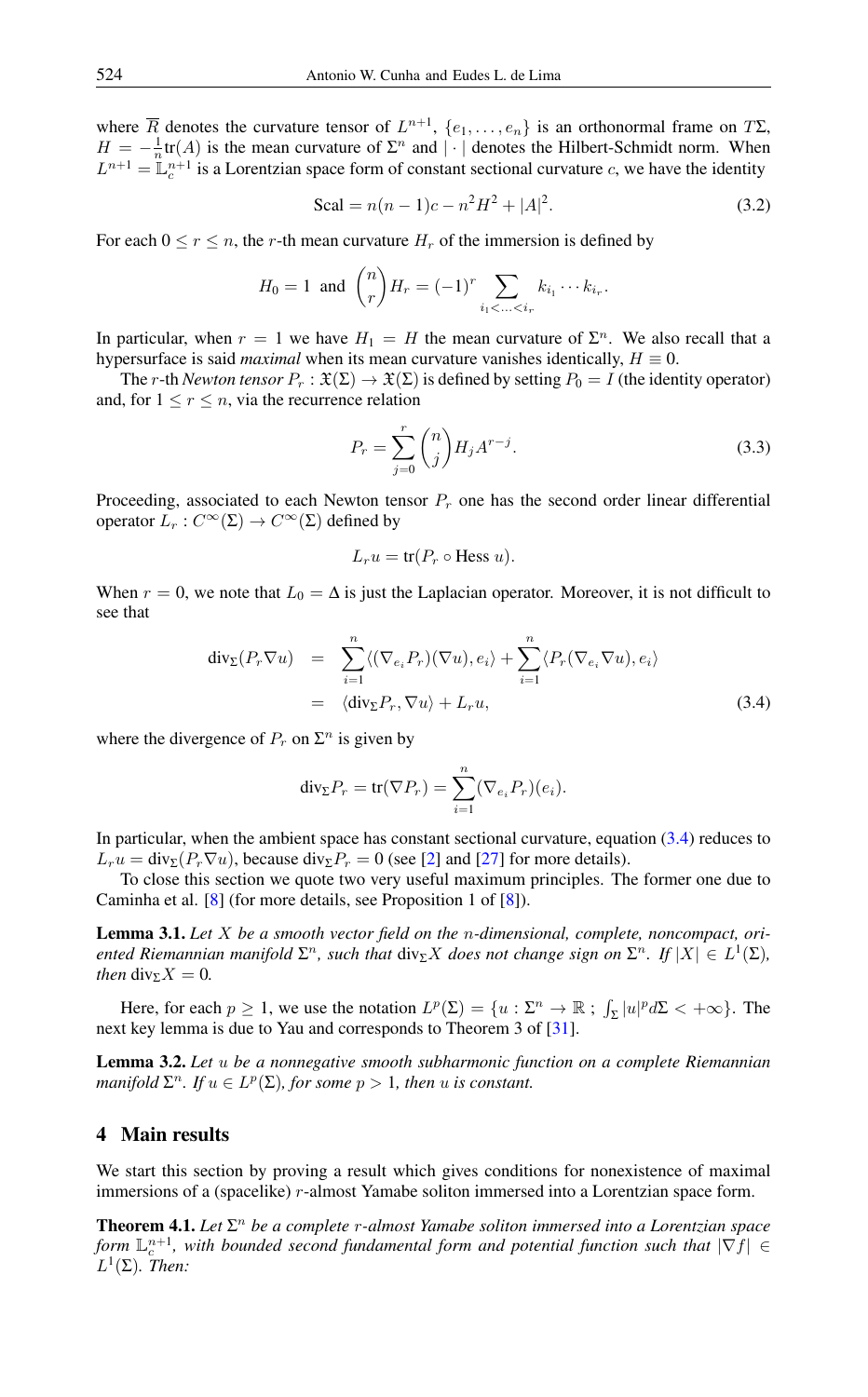where $\overline{R}$ denotes the curvature tensor of $L^{n+1}$, $\{e_1, \ldots, e_n\}$ is an orthonormal frame on $T\Sigma$, $H = -\frac{1}{n}\text{tr}(A)$ is the mean curvature of $\Sigma^n$ and $|\cdot|$ denotes the Hilbert-Schmidt norm. When $L^{n+1} = \mathbb{L}_c^{n+1}$ is a Lorentzian space form of constant sectional curvature $c$, we have the identity

$$\text{Scal} = n(n-1)c - n^2H^2 + |A|^2. \tag{3.2}$$

For each $0 \le r \le n$, the $r$-th mean curvature $H_r$ of the immersion is defined by

$$H_0 = 1 \ \text{ and } \ \binom{n}{r} H_r = (-1)^r \sum_{i_1 < \ldots < i_r} k_{i_1} \cdots k_{i_r}.$$

In particular, when $r = 1$ we have $H_1 = H$ the mean curvature of $\Sigma^n$. We also recall that a hypersurface is said *maximal* when its mean curvature vanishes identically, $H \equiv 0$.

The $r$-th *Newton tensor* $P_r : \mathfrak{X}(\Sigma) \to \mathfrak{X}(\Sigma)$ is defined by setting $P_0 = I$ (the identity operator) and, for $1 \le r \le n$, via the recurrence relation

$$P_r = \sum_{j=0}^{r} \binom{n}{j} H_j A^{r-j}. \tag{3.3}$$

Proceeding, associated to each Newton tensor $P_r$ one has the second order linear differential operator $L_r : C^\infty(\Sigma) \to C^\infty(\Sigma)$ defined by

$$L_r u = \text{tr}(P_r \circ \text{Hess } u).$$

When $r = 0$, we note that $L_0 = \Delta$ is just the Laplacian operator. Moreover, it is not difficult to see that

$$\begin{aligned} \text{div}_\Sigma(P_r \nabla u) &= \sum_{i=1}^{n} \langle (\nabla_{e_i} P_r)(\nabla u), e_i \rangle + \sum_{i=1}^{n} \langle P_r(\nabla_{e_i} \nabla u), e_i \rangle \\ &= \langle \text{div}_\Sigma P_r, \nabla u \rangle + L_r u, \end{aligned} \tag{3.4}$$

where the divergence of $P_r$ on $\Sigma^n$ is given by

$$\text{div}_\Sigma P_r = \text{tr}(\nabla P_r) = \sum_{i=1}^{n} (\nabla_{e_i} P_r)(e_i).$$

In particular, when the ambient space has constant sectional curvature, equation (3.4) reduces to $L_r u = \text{div}_\Sigma(P_r \nabla u)$, because $\text{div}_\Sigma P_r = 0$ (see [2] and [27] for more details).

To close this section we quote two very useful maximum principles. The former one due to Caminha et al. [8] (for more details, see Proposition 1 of [8]).

**Lemma 3.1.** *Let $X$ be a smooth vector field on the $n$-dimensional, complete, noncompact, oriented Riemannian manifold $\Sigma^n$, such that $\text{div}_\Sigma X$ does not change sign on $\Sigma^n$. If $|X| \in L^1(\Sigma)$, then $\text{div}_\Sigma X = 0$.*

Here, for each $p \ge 1$, we use the notation $L^p(\Sigma) = \{u : \Sigma^n \to \mathbb{R} \, ; \, \int_\Sigma |u|^p d\Sigma < +\infty\}$. The next key lemma is due to Yau and corresponds to Theorem 3 of [31].

**Lemma 3.2.** *Let $u$ be a nonnegative smooth subharmonic function on a complete Riemannian manifold $\Sigma^n$. If $u \in L^p(\Sigma)$, for some $p > 1$, then $u$ is constant.*

## 4 Main results

We start this section by proving a result which gives conditions for nonexistence of maximal immersions of a (spacelike) $r$-almost Yamabe soliton immersed into a Lorentzian space form.

**Theorem 4.1.** *Let $\Sigma^n$ be a complete $r$-almost Yamabe soliton immersed into a Lorentzian space form $\mathbb{L}_c^{n+1}$, with bounded second fundamental form and potential function such that $|\nabla f| \in L^1(\Sigma)$. Then:*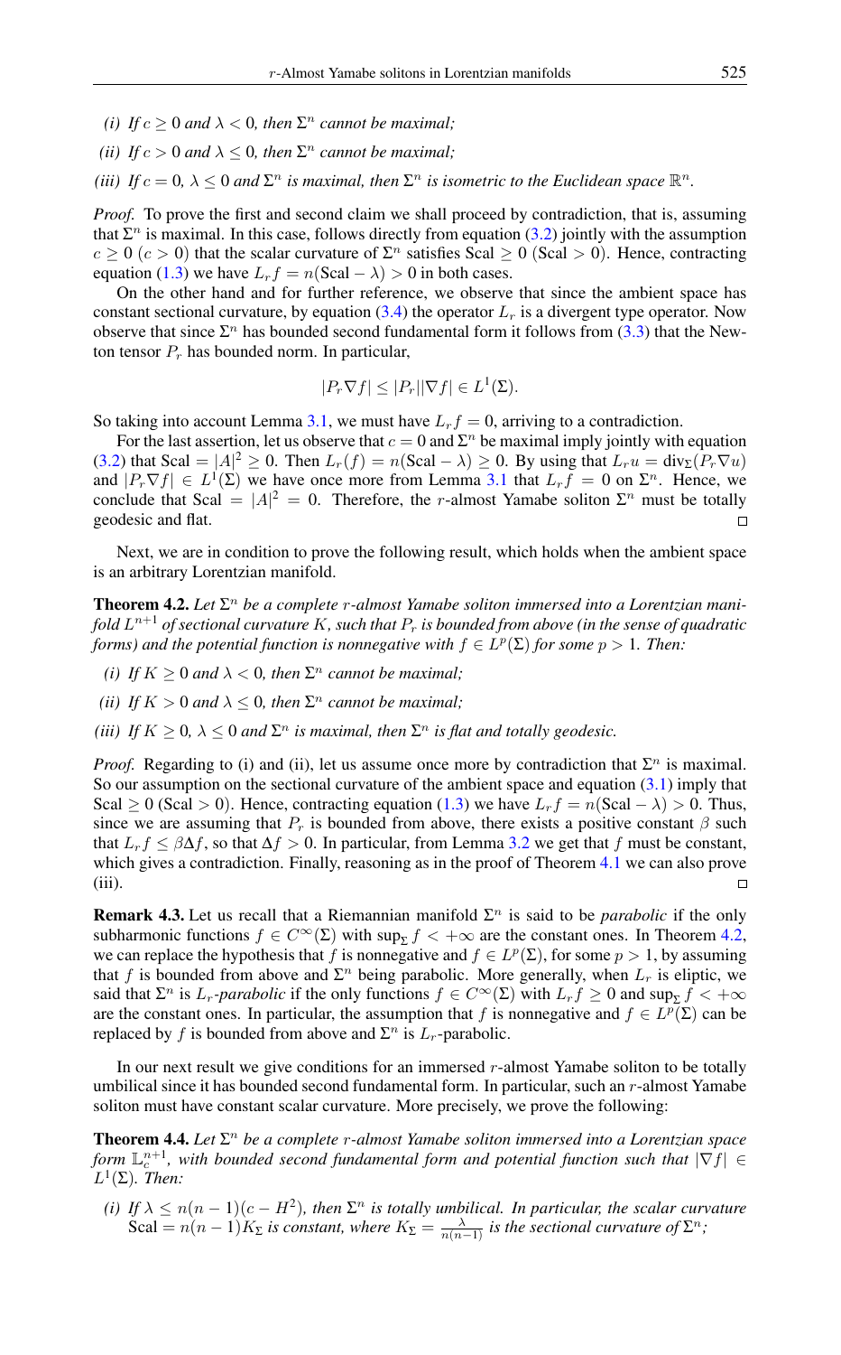*(i) If $c \geq 0$ and $\lambda < 0$, then $\Sigma^n$ cannot be maximal;*

*(ii) If $c > 0$ and $\lambda \leq 0$, then $\Sigma^n$ cannot be maximal;*

*(iii) If $c = 0$, $\lambda \leq 0$ and $\Sigma^n$ is maximal, then $\Sigma^n$ is isometric to the Euclidean space $\mathbb{R}^n$.*

*Proof.* To prove the first and second claim we shall proceed by contradiction, that is, assuming that $\Sigma^n$ is maximal. In this case, follows directly from equation (3.2) jointly with the assumption $c \geq 0$ ($c > 0$) that the scalar curvature of $\Sigma^n$ satisfies $\mathrm{Scal} \geq 0$ ($\mathrm{Scal} > 0$). Hence, contracting equation (1.3) we have $L_r f = n(\mathrm{Scal} - \lambda) > 0$ in both cases.

On the other hand and for further reference, we observe that since the ambient space has constant sectional curvature, by equation (3.4) the operator $L_r$ is a divergent type operator. Now observe that since $\Sigma^n$ has bounded second fundamental form it follows from (3.3) that the Newton tensor $P_r$ has bounded norm. In particular,

$$|P_r \nabla f| \leq |P_r||\nabla f| \in L^1(\Sigma).$$

So taking into account Lemma 3.1, we must have $L_r f = 0$, arriving to a contradiction.

For the last assertion, let us observe that $c = 0$ and $\Sigma^n$ be maximal imply jointly with equation (3.2) that $\mathrm{Scal} = |A|^2 \geq 0$. Then $L_r(f) = n(\mathrm{Scal} - \lambda) \geq 0$. By using that $L_r u = \mathrm{div}_\Sigma(P_r \nabla u)$ and $|P_r \nabla f| \in L^1(\Sigma)$ we have once more from Lemma 3.1 that $L_r f = 0$ on $\Sigma^n$. Hence, we conclude that $\mathrm{Scal} = |A|^2 = 0$. Therefore, the $r$-almost Yamabe soliton $\Sigma^n$ must be totally geodesic and flat. □

Next, we are in condition to prove the following result, which holds when the ambient space is an arbitrary Lorentzian manifold.

**Theorem 4.2.** *Let $\Sigma^n$ be a complete $r$-almost Yamabe soliton immersed into a Lorentzian manifold $L^{n+1}$ of sectional curvature $K$, such that $P_r$ is bounded from above (in the sense of quadratic forms) and the potential function is nonnegative with $f \in L^p(\Sigma)$ for some $p > 1$. Then:*

*(i) If $K \geq 0$ and $\lambda < 0$, then $\Sigma^n$ cannot be maximal;*

*(ii) If $K > 0$ and $\lambda \leq 0$, then $\Sigma^n$ cannot be maximal;*

*(iii) If $K \geq 0$, $\lambda \leq 0$ and $\Sigma^n$ is maximal, then $\Sigma^n$ is flat and totally geodesic.*

*Proof.* Regarding to (i) and (ii), let us assume once more by contradiction that $\Sigma^n$ is maximal. So our assumption on the sectional curvature of the ambient space and equation (3.1) imply that $\mathrm{Scal} \geq 0$ ($\mathrm{Scal} > 0$). Hence, contracting equation (1.3) we have $L_r f = n(\mathrm{Scal} - \lambda) > 0$. Thus, since we are assuming that $P_r$ is bounded from above, there exists a positive constant $\beta$ such that $L_r f \leq \beta \Delta f$, so that $\Delta f > 0$. In particular, from Lemma 3.2 we get that $f$ must be constant, which gives a contradiction. Finally, reasoning as in the proof of Theorem 4.1 we can also prove (iii). □

**Remark 4.3.** Let us recall that a Riemannian manifold $\Sigma^n$ is said to be *parabolic* if the only subharmonic functions $f \in C^\infty(\Sigma)$ with $\sup_\Sigma f < +\infty$ are the constant ones. In Theorem 4.2, we can replace the hypothesis that $f$ is nonnegative and $f \in L^p(\Sigma)$, for some $p > 1$, by assuming that $f$ is bounded from above and $\Sigma^n$ being parabolic. More generally, when $L_r$ is eliptic, we said that $\Sigma^n$ is $L_r$-*parabolic* if the only functions $f \in C^\infty(\Sigma)$ with $L_r f \geq 0$ and $\sup_\Sigma f < +\infty$ are the constant ones. In particular, the assumption that $f$ is nonnegative and $f \in L^p(\Sigma)$ can be replaced by $f$ is bounded from above and $\Sigma^n$ is $L_r$-parabolic.

In our next result we give conditions for an immersed $r$-almost Yamabe soliton to be totally umbilical since it has bounded second fundamental form. In particular, such an $r$-almost Yamabe soliton must have constant scalar curvature. More precisely, we prove the following:

**Theorem 4.4.** *Let $\Sigma^n$ be a complete $r$-almost Yamabe soliton immersed into a Lorentzian space form $\mathbb{L}_c^{n+1}$, with bounded second fundamental form and potential function such that $|\nabla f| \in L^1(\Sigma)$. Then:*

*(i) If $\lambda \leq n(n-1)(c - H^2)$, then $\Sigma^n$ is totally umbilical. In particular, the scalar curvature $\mathrm{Scal} = n(n-1)K_\Sigma$ is constant, where $K_\Sigma = \frac{\lambda}{n(n-1)}$ is the sectional curvature of $\Sigma^n$;*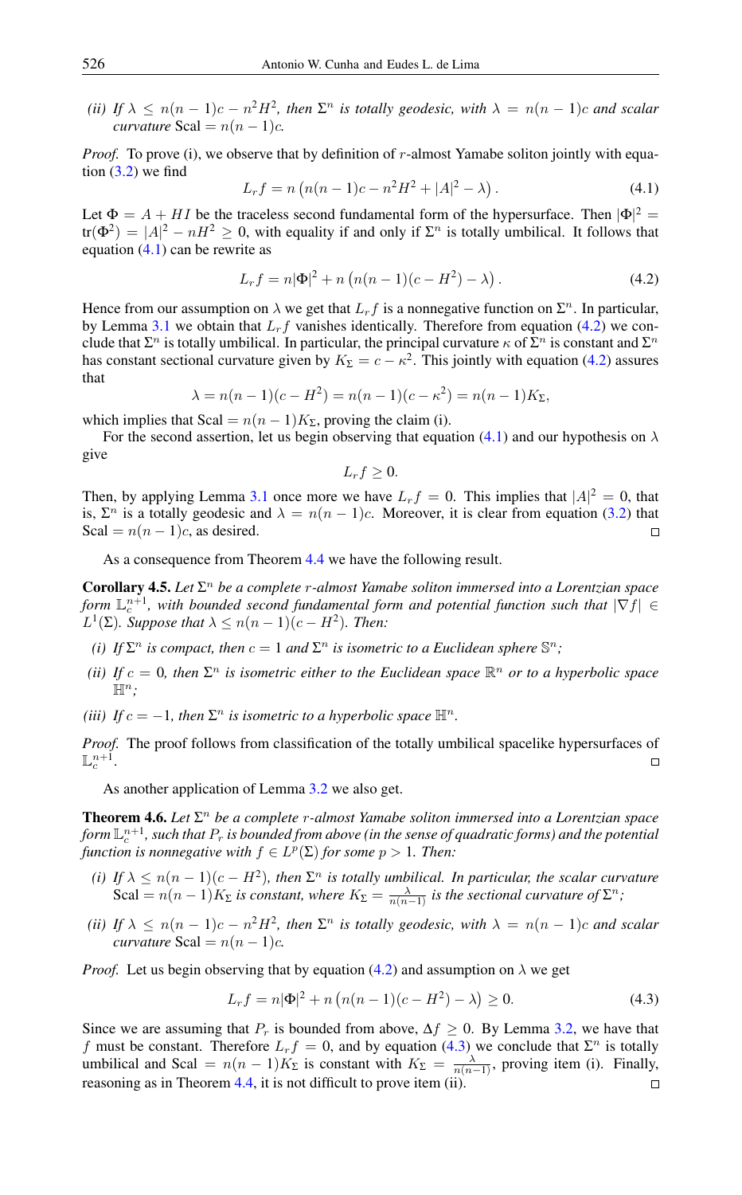*(ii) If $\lambda \leq n(n-1)c - n^2H^2$, then $\Sigma^n$ is totally geodesic, with $\lambda = n(n-1)c$ and scalar curvature* $\mathrm{Scal} = n(n-1)c$.

*Proof.* To prove (i), we observe that by definition of $r$-almost Yamabe soliton jointly with equation (3.2) we find

$$L_r f = n\left(n(n-1)c - n^2H^2 + |A|^2 - \lambda\right). \tag{4.1}$$

Let $\Phi = A + HI$ be the traceless second fundamental form of the hypersurface. Then $|\Phi|^2 = \mathrm{tr}(\Phi^2) = |A|^2 - nH^2 \geq 0$, with equality if and only if $\Sigma^n$ is totally umbilical. It follows that equation (4.1) can be rewrite as

$$L_r f = n|\Phi|^2 + n\left(n(n-1)(c - H^2) - \lambda\right). \tag{4.2}$$

Hence from our assumption on $\lambda$ we get that $L_r f$ is a nonnegative function on $\Sigma^n$. In particular, by Lemma 3.1 we obtain that $L_r f$ vanishes identically. Therefore from equation (4.2) we conclude that $\Sigma^n$ is totally umbilical. In particular, the principal curvature $\kappa$ of $\Sigma^n$ is constant and $\Sigma^n$ has constant sectional curvature given by $K_\Sigma = c - \kappa^2$. This jointly with equation (4.2) assures that

$$\lambda = n(n-1)(c - H^2) = n(n-1)(c - \kappa^2) = n(n-1)K_\Sigma,$$

which implies that $\mathrm{Scal} = n(n-1)K_\Sigma$, proving the claim (i).

For the second assertion, let us begin observing that equation (4.1) and our hypothesis on $\lambda$ give

$$L_r f \geq 0.$$

Then, by applying Lemma 3.1 once more we have $L_r f = 0$. This implies that $|A|^2 = 0$, that is, $\Sigma^n$ is a totally geodesic and $\lambda = n(n-1)c$. Moreover, it is clear from equation (3.2) that $\mathrm{Scal} = n(n-1)c$, as desired. $\square$

As a consequence from Theorem 4.4 we have the following result.

**Corollary 4.5.** *Let $\Sigma^n$ be a complete $r$-almost Yamabe soliton immersed into a Lorentzian space form $\mathbb{L}_c^{n+1}$, with bounded second fundamental form and potential function such that $|\nabla f| \in L^1(\Sigma)$. Suppose that $\lambda \leq n(n-1)(c - H^2)$. Then:*

*(i) If $\Sigma^n$ is compact, then $c = 1$ and $\Sigma^n$ is isometric to a Euclidean sphere $\mathbb{S}^n$;*

*(ii) If $c = 0$, then $\Sigma^n$ is isometric either to the Euclidean space $\mathbb{R}^n$ or to a hyperbolic space $\mathbb{H}^n$;*

*(iii) If $c = -1$, then $\Sigma^n$ is isometric to a hyperbolic space $\mathbb{H}^n$.*

*Proof.* The proof follows from classification of the totally umbilical spacelike hypersurfaces of $\mathbb{L}_c^{n+1}$. $\square$

As another application of Lemma 3.2 we also get.

**Theorem 4.6.** *Let $\Sigma^n$ be a complete $r$-almost Yamabe soliton immersed into a Lorentzian space form $\mathbb{L}_c^{n+1}$, such that $P_r$ is bounded from above (in the sense of quadratic forms) and the potential function is nonnegative with $f \in L^p(\Sigma)$ for some $p > 1$. Then:*

*(i) If $\lambda \leq n(n-1)(c - H^2)$, then $\Sigma^n$ is totally umbilical. In particular, the scalar curvature* $\mathrm{Scal} = n(n-1)K_\Sigma$ *is constant, where $K_\Sigma = \frac{\lambda}{n(n-1)}$ is the sectional curvature of $\Sigma^n$;*

*(ii) If $\lambda \leq n(n-1)c - n^2H^2$, then $\Sigma^n$ is totally geodesic, with $\lambda = n(n-1)c$ and scalar curvature* $\mathrm{Scal} = n(n-1)c$.

*Proof.* Let us begin observing that by equation (4.2) and assumption on $\lambda$ we get

$$L_r f = n|\Phi|^2 + n\left(n(n-1)(c - H^2) - \lambda\right) \geq 0. \tag{4.3}$$

Since we are assuming that $P_r$ is bounded from above, $\Delta f \geq 0$. By Lemma 3.2, we have that $f$ must be constant. Therefore $L_r f = 0$, and by equation (4.3) we conclude that $\Sigma^n$ is totally umbilical and $\mathrm{Scal} = n(n-1)K_\Sigma$ is constant with $K_\Sigma = \frac{\lambda}{n(n-1)}$, proving item (i). Finally, reasoning as in Theorem 4.4, it is not difficult to prove item (ii). $\square$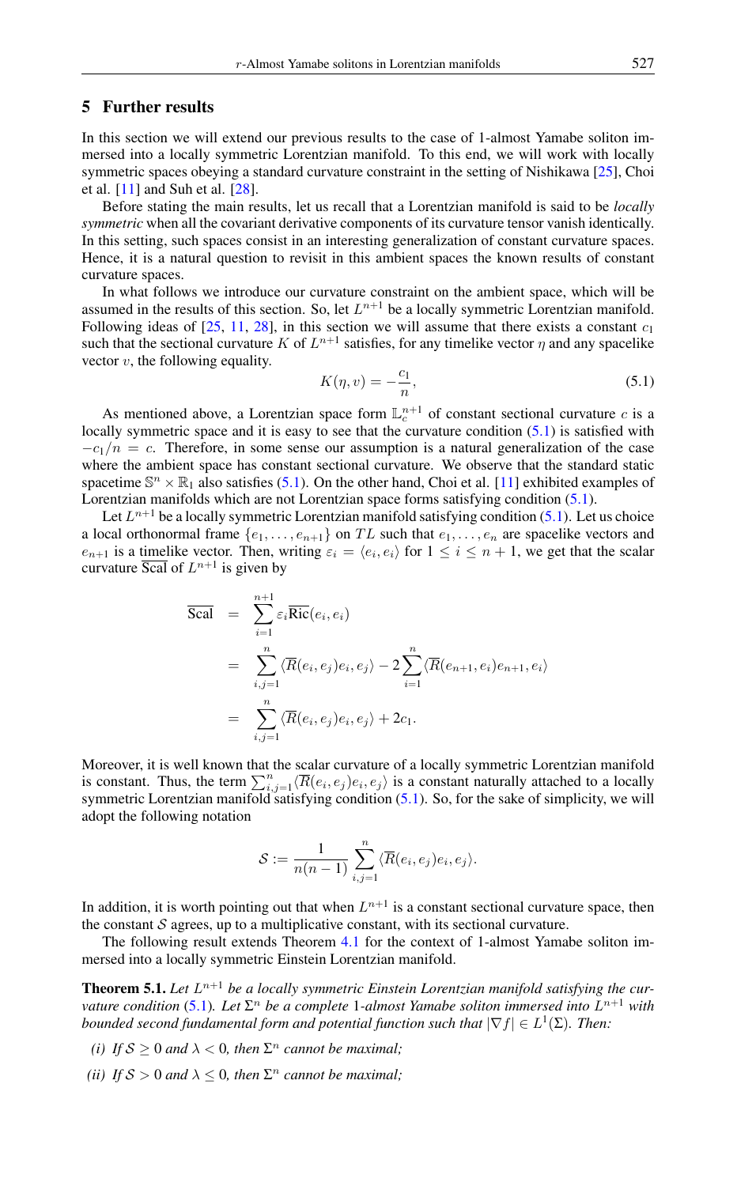## 5 Further results

In this section we will extend our previous results to the case of 1-almost Yamabe soliton immersed into a locally symmetric Lorentzian manifold. To this end, we will work with locally symmetric spaces obeying a standard curvature constraint in the setting of Nishikawa [25], Choi et al. [11] and Suh et al. [28].

Before stating the main results, let us recall that a Lorentzian manifold is said to be *locally symmetric* when all the covariant derivative components of its curvature tensor vanish identically. In this setting, such spaces consist in an interesting generalization of constant curvature spaces. Hence, it is a natural question to revisit in this ambient spaces the known results of constant curvature spaces.

In what follows we introduce our curvature constraint on the ambient space, which will be assumed in the results of this section. So, let $L^{n+1}$ be a locally symmetric Lorentzian manifold. Following ideas of [25, 11, 28], in this section we will assume that there exists a constant $c_1$ such that the sectional curvature $K$ of $L^{n+1}$ satisfies, for any timelike vector $\eta$ and any spacelike vector $v$, the following equality.

$$K(\eta, v) = -\frac{c_1}{n}, \tag{5.1}$$

As mentioned above, a Lorentzian space form $\mathbb{L}^{n+1}_c$ of constant sectional curvature $c$ is a locally symmetric space and it is easy to see that the curvature condition (5.1) is satisfied with $-c_1/n = c$. Therefore, in some sense our assumption is a natural generalization of the case where the ambient space has constant sectional curvature. We observe that the standard static spacetime $\mathbb{S}^n \times \mathbb{R}_1$ also satisfies (5.1). On the other hand, Choi et al. [11] exhibited examples of Lorentzian manifolds which are not Lorentzian space forms satisfying condition (5.1).

Let $L^{n+1}$ be a locally symmetric Lorentzian manifold satisfying condition (5.1). Let us choice a local orthonormal frame $\{e_1, \ldots, e_{n+1}\}$ on $TL$ such that $e_1, \ldots, e_n$ are spacelike vectors and $e_{n+1}$ is a timelike vector. Then, writing $\varepsilon_i = \langle e_i, e_i \rangle$ for $1 \leq i \leq n+1$, we get that the scalar curvature $\overline{\mathrm{Scal}}$ of $L^{n+1}$ is given by

$$\begin{aligned}
\overline{\mathrm{Scal}} &= \sum_{i=1}^{n+1} \varepsilon_i \overline{\mathrm{Ric}}(e_i, e_i) \\
&= \sum_{i,j=1}^{n} \langle \overline{R}(e_i, e_j)e_i, e_j \rangle - 2\sum_{i=1}^{n} \langle \overline{R}(e_{n+1}, e_i)e_{n+1}, e_i \rangle \\
&= \sum_{i,j=1}^{n} \langle \overline{R}(e_i, e_j)e_i, e_j \rangle + 2c_1.
\end{aligned}$$

Moreover, it is well known that the scalar curvature of a locally symmetric Lorentzian manifold is constant. Thus, the term $\sum_{i,j=1}^{n} \langle \overline{R}(e_i, e_j)e_i, e_j \rangle$ is a constant naturally attached to a locally symmetric Lorentzian manifold satisfying condition (5.1). So, for the sake of simplicity, we will adopt the following notation

$$\mathcal{S} := \frac{1}{n(n-1)} \sum_{i,j=1}^{n} \langle \overline{R}(e_i, e_j)e_i, e_j \rangle.$$

In addition, it is worth pointing out that when $L^{n+1}$ is a constant sectional curvature space, then the constant $\mathcal{S}$ agrees, up to a multiplicative constant, with its sectional curvature.

The following result extends Theorem 4.1 for the context of 1-almost Yamabe soliton immersed into a locally symmetric Einstein Lorentzian manifold.

**Theorem 5.1.** *Let $L^{n+1}$ be a locally symmetric Einstein Lorentzian manifold satisfying the curvature condition (5.1). Let $\Sigma^n$ be a complete 1-almost Yamabe soliton immersed into $L^{n+1}$ with bounded second fundamental form and potential function such that $|\nabla f| \in L^1(\Sigma)$. Then:*

*(i) If $\mathcal{S} \geq 0$ and $\lambda < 0$, then $\Sigma^n$ cannot be maximal;*

*(ii) If $\mathcal{S} > 0$ and $\lambda \leq 0$, then $\Sigma^n$ cannot be maximal;*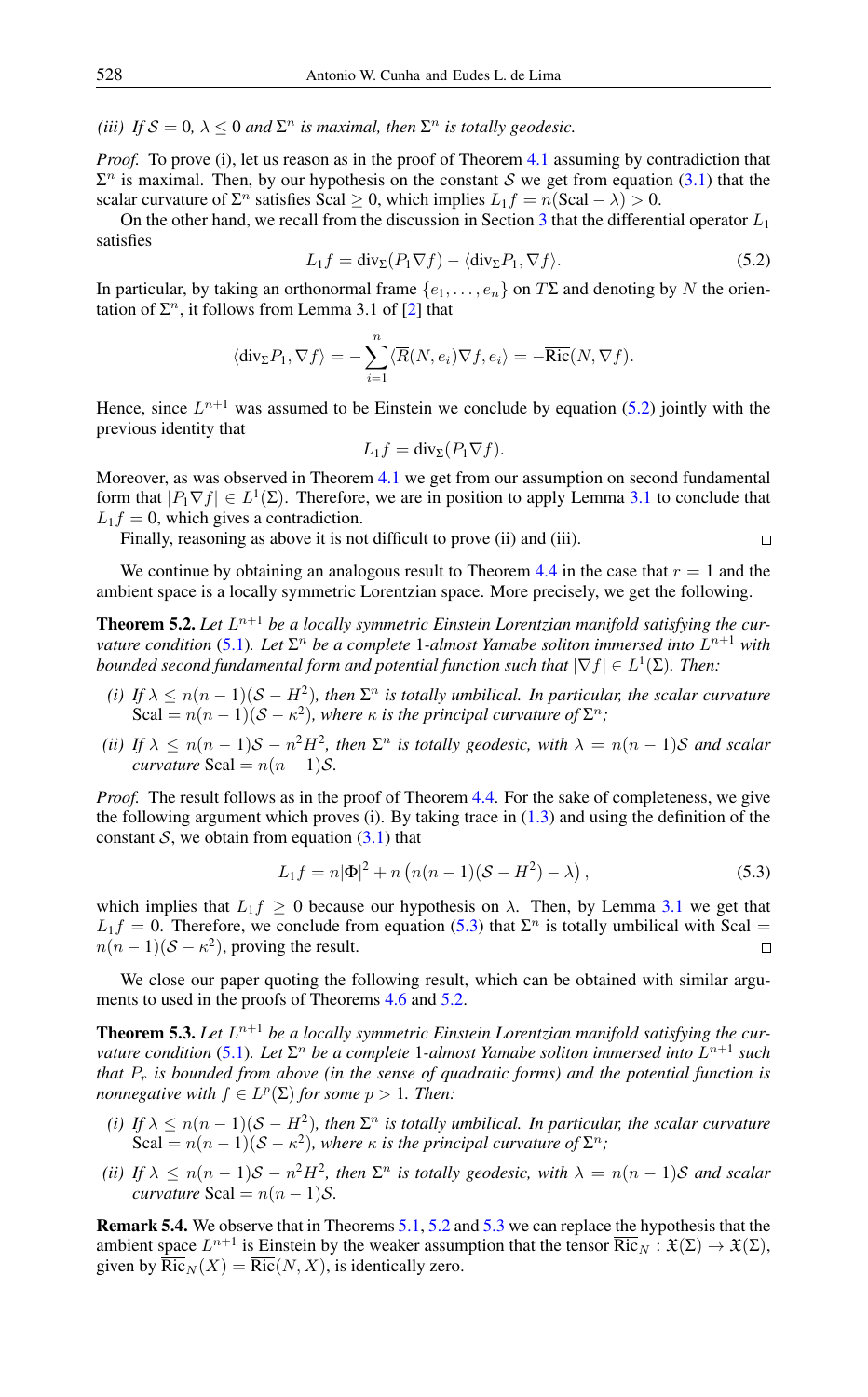*(iii) If $\mathcal{S} = 0$, $\lambda \leq 0$ and $\Sigma^n$ is maximal, then $\Sigma^n$ is totally geodesic.*

*Proof.* To prove (i), let us reason as in the proof of Theorem 4.1 assuming by contradiction that $\Sigma^n$ is maximal. Then, by our hypothesis on the constant $\mathcal{S}$ we get from equation (3.1) that the scalar curvature of $\Sigma^n$ satisfies $\mathrm{Scal} \geq 0$, which implies $L_1 f = n(\mathrm{Scal} - \lambda) > 0$.

On the other hand, we recall from the discussion in Section 3 that the differential operator $L_1$ satisfies

$$L_1 f = \mathrm{div}_\Sigma(P_1 \nabla f) - \langle \mathrm{div}_\Sigma P_1, \nabla f \rangle. \tag{5.2}$$

In particular, by taking an orthonormal frame $\{e_1, \ldots, e_n\}$ on $T\Sigma$ and denoting by $N$ the orientation of $\Sigma^n$, it follows from Lemma 3.1 of [2] that

$$\langle \mathrm{div}_\Sigma P_1, \nabla f \rangle = -\sum_{i=1}^{n} \langle \overline{R}(N, e_i)\nabla f, e_i \rangle = -\overline{\mathrm{Ric}}(N, \nabla f).$$

Hence, since $L^{n+1}$ was assumed to be Einstein we conclude by equation (5.2) jointly with the previous identity that

$$L_1 f = \mathrm{div}_\Sigma(P_1 \nabla f).$$

Moreover, as was observed in Theorem 4.1 we get from our assumption on second fundamental form that $|P_1 \nabla f| \in L^1(\Sigma)$. Therefore, we are in position to apply Lemma 3.1 to conclude that $L_1 f = 0$, which gives a contradiction.

Finally, reasoning as above it is not difficult to prove (ii) and (iii). $\square$

We continue by obtaining an analogous result to Theorem 4.4 in the case that $r = 1$ and the ambient space is a locally symmetric Lorentzian space. More precisely, we get the following.

**Theorem 5.2.** *Let $L^{n+1}$ be a locally symmetric Einstein Lorentzian manifold satisfying the curvature condition (5.1). Let $\Sigma^n$ be a complete 1-almost Yamabe soliton immersed into $L^{n+1}$ with bounded second fundamental form and potential function such that $|\nabla f| \in L^1(\Sigma)$. Then:*

*(i) If $\lambda \leq n(n-1)(\mathcal{S} - H^2)$, then $\Sigma^n$ is totally umbilical. In particular, the scalar curvature $\mathrm{Scal} = n(n-1)(\mathcal{S} - \kappa^2)$, where $\kappa$ is the principal curvature of $\Sigma^n$;*

*(ii) If $\lambda \leq n(n-1)\mathcal{S} - n^2 H^2$, then $\Sigma^n$ is totally geodesic, with $\lambda = n(n-1)\mathcal{S}$ and scalar curvature $\mathrm{Scal} = n(n-1)\mathcal{S}$.*

*Proof.* The result follows as in the proof of Theorem 4.4. For the sake of completeness, we give the following argument which proves (i). By taking trace in (1.3) and using the definition of the constant $\mathcal{S}$, we obtain from equation (3.1) that

$$L_1 f = n|\Phi|^2 + n\left(n(n-1)(\mathcal{S} - H^2) - \lambda\right), \tag{5.3}$$

which implies that $L_1 f \geq 0$ because our hypothesis on $\lambda$. Then, by Lemma 3.1 we get that $L_1 f = 0$. Therefore, we conclude from equation (5.3) that $\Sigma^n$ is totally umbilical with $\mathrm{Scal} = n(n-1)(\mathcal{S} - \kappa^2)$, proving the result. $\square$

We close our paper quoting the following result, which can be obtained with similar arguments to used in the proofs of Theorems 4.6 and 5.2.

**Theorem 5.3.** *Let $L^{n+1}$ be a locally symmetric Einstein Lorentzian manifold satisfying the curvature condition (5.1). Let $\Sigma^n$ be a complete 1-almost Yamabe soliton immersed into $L^{n+1}$ such that $P_r$ is bounded from above (in the sense of quadratic forms) and the potential function is nonnegative with $f \in L^p(\Sigma)$ for some $p > 1$. Then:*

*(i) If $\lambda \leq n(n-1)(\mathcal{S} - H^2)$, then $\Sigma^n$ is totally umbilical. In particular, the scalar curvature $\mathrm{Scal} = n(n-1)(\mathcal{S} - \kappa^2)$, where $\kappa$ is the principal curvature of $\Sigma^n$;*

*(ii) If $\lambda \leq n(n-1)\mathcal{S} - n^2 H^2$, then $\Sigma^n$ is totally geodesic, with $\lambda = n(n-1)\mathcal{S}$ and scalar curvature $\mathrm{Scal} = n(n-1)\mathcal{S}$.*

**Remark 5.4.** We observe that in Theorems 5.1, 5.2 and 5.3 we can replace the hypothesis that the ambient space $L^{n+1}$ is Einstein by the weaker assumption that the tensor $\overline{\mathrm{Ric}}_N : \mathfrak{X}(\Sigma) \to \mathfrak{X}(\Sigma)$, given by $\overline{\mathrm{Ric}}_N(X) = \overline{\mathrm{Ric}}(N, X)$, is identically zero.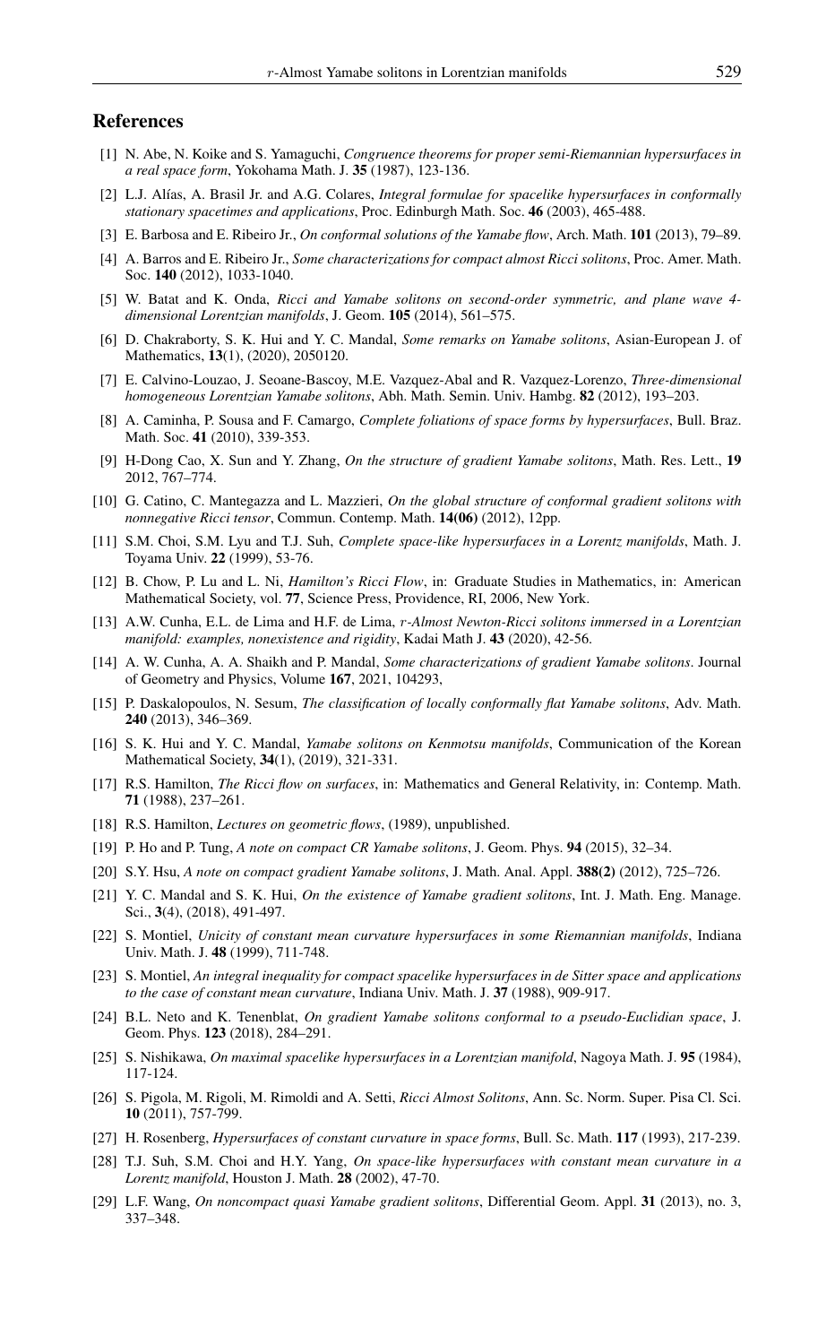## References

[1] N. Abe, N. Koike and S. Yamaguchi, *Congruence theorems for proper semi-Riemannian hypersurfaces in a real space form*, Yokohama Math. J. **35** (1987), 123-136.

[2] L.J. Alías, A. Brasil Jr. and A.G. Colares, *Integral formulae for spacelike hypersurfaces in conformally stationary spacetimes and applications*, Proc. Edinburgh Math. Soc. **46** (2003), 465-488.

[3] E. Barbosa and E. Ribeiro Jr., *On conformal solutions of the Yamabe flow*, Arch. Math. **101** (2013), 79–89.

[4] A. Barros and E. Ribeiro Jr., *Some characterizations for compact almost Ricci solitons*, Proc. Amer. Math. Soc. **140** (2012), 1033-1040.

[5] W. Batat and K. Onda, *Ricci and Yamabe solitons on second-order symmetric, and plane wave 4-dimensional Lorentzian manifolds*, J. Geom. **105** (2014), 561–575.

[6] D. Chakraborty, S. K. Hui and Y. C. Mandal, *Some remarks on Yamabe solitons*, Asian-European J. of Mathematics, **13**(1), (2020), 2050120.

[7] E. Calvino-Louzao, J. Seoane-Bascoy, M.E. Vazquez-Abal and R. Vazquez-Lorenzo, *Three-dimensional homogeneous Lorentzian Yamabe solitons*, Abh. Math. Semin. Univ. Hambg. **82** (2012), 193–203.

[8] A. Caminha, P. Sousa and F. Camargo, *Complete foliations of space forms by hypersurfaces*, Bull. Braz. Math. Soc. **41** (2010), 339-353.

[9] H-Dong Cao, X. Sun and Y. Zhang, *On the structure of gradient Yamabe solitons*, Math. Res. Lett., **19** 2012, 767–774.

[10] G. Catino, C. Mantegazza and L. Mazzieri, *On the global structure of conformal gradient solitons with nonnegative Ricci tensor*, Commun. Contemp. Math. **14(06)** (2012), 12pp.

[11] S.M. Choi, S.M. Lyu and T.J. Suh, *Complete space-like hypersurfaces in a Lorentz manifolds*, Math. J. Toyama Univ. **22** (1999), 53-76.

[12] B. Chow, P. Lu and L. Ni, *Hamilton's Ricci Flow*, in: Graduate Studies in Mathematics, in: American Mathematical Society, vol. **77**, Science Press, Providence, RI, 2006, New York.

[13] A.W. Cunha, E.L. de Lima and H.F. de Lima, *$r$-Almost Newton-Ricci solitons immersed in a Lorentzian manifold: examples, nonexistence and rigidity*, Kadai Math J. **43** (2020), 42-56.

[14] A. W. Cunha, A. A. Shaikh and P. Mandal, *Some characterizations of gradient Yamabe solitons*. Journal of Geometry and Physics, Volume **167**, 2021, 104293,

[15] P. Daskalopoulos, N. Sesum, *The classification of locally conformally flat Yamabe solitons*, Adv. Math. **240** (2013), 346–369.

[16] S. K. Hui and Y. C. Mandal, *Yamabe solitons on Kenmotsu manifolds*, Communication of the Korean Mathematical Society, **34**(1), (2019), 321-331.

[17] R.S. Hamilton, *The Ricci flow on surfaces*, in: Mathematics and General Relativity, in: Contemp. Math. **71** (1988), 237–261.

[18] R.S. Hamilton, *Lectures on geometric flows*, (1989), unpublished.

[19] P. Ho and P. Tung, *A note on compact CR Yamabe solitons*, J. Geom. Phys. **94** (2015), 32–34.

[20] S.Y. Hsu, *A note on compact gradient Yamabe solitons*, J. Math. Anal. Appl. **388(2)** (2012), 725–726.

[21] Y. C. Mandal and S. K. Hui, *On the existence of Yamabe gradient solitons*, Int. J. Math. Eng. Manage. Sci., **3**(4), (2018), 491-497.

[22] S. Montiel, *Unicity of constant mean curvature hypersurfaces in some Riemannian manifolds*, Indiana Univ. Math. J. **48** (1999), 711-748.

[23] S. Montiel, *An integral inequality for compact spacelike hypersurfaces in de Sitter space and applications to the case of constant mean curvature*, Indiana Univ. Math. J. **37** (1988), 909-917.

[24] B.L. Neto and K. Tenenblat, *On gradient Yamabe solitons conformal to a pseudo-Euclidian space*, J. Geom. Phys. **123** (2018), 284–291.

[25] S. Nishikawa, *On maximal spacelike hypersurfaces in a Lorentzian manifold*, Nagoya Math. J. **95** (1984), 117-124.

[26] S. Pigola, M. Rigoli, M. Rimoldi and A. Setti, *Ricci Almost Solitons*, Ann. Sc. Norm. Super. Pisa Cl. Sci. **10** (2011), 757-799.

[27] H. Rosenberg, *Hypersurfaces of constant curvature in space forms*, Bull. Sc. Math. **117** (1993), 217-239.

[28] T.J. Suh, S.M. Choi and H.Y. Yang, *On space-like hypersurfaces with constant mean curvature in a Lorentz manifold*, Houston J. Math. **28** (2002), 47-70.

[29] L.F. Wang, *On noncompact quasi Yamabe gradient solitons*, Differential Geom. Appl. **31** (2013), no. 3, 337–348.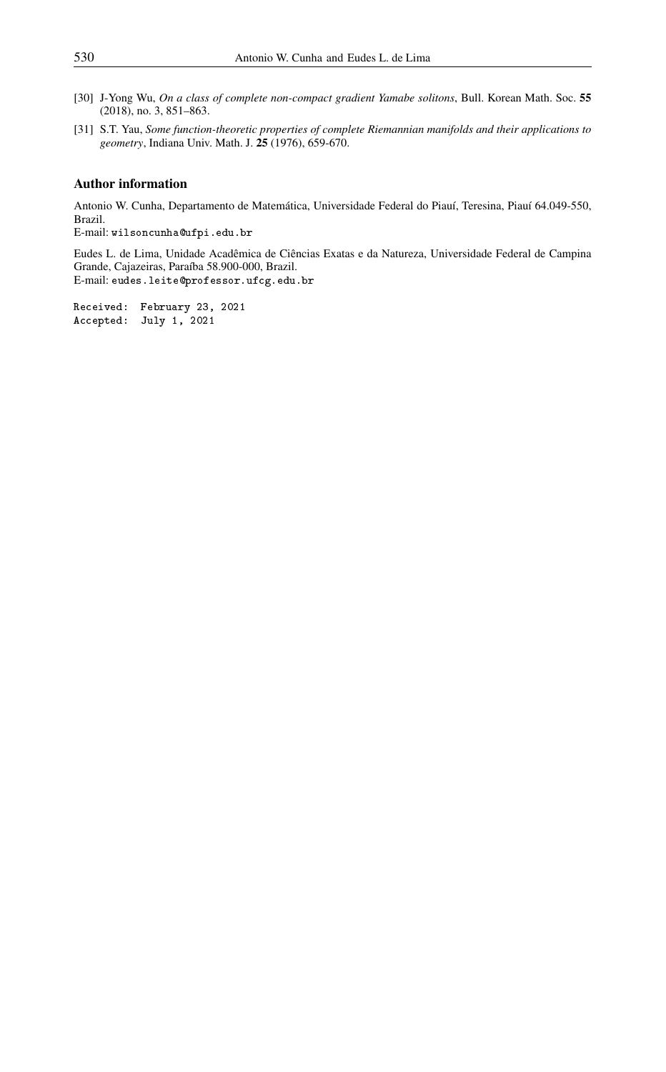[30] J-Yong Wu, *On a class of complete non-compact gradient Yamabe solitons*, Bull. Korean Math. Soc. **55** (2018), no. 3, 851–863.

[31] S.T. Yau, *Some function-theoretic properties of complete Riemannian manifolds and their applications to geometry*, Indiana Univ. Math. J. **25** (1976), 659-670.

### Author information

Antonio W. Cunha, Departamento de Matemática, Universidade Federal do Piauí, Teresina, Piauí 64.049-550, Brazil.
E-mail: wilsoncunha@ufpi.edu.br

Eudes L. de Lima, Unidade Acadêmica de Ciências Exatas e da Natureza, Universidade Federal de Campina Grande, Cajazeiras, Paraíba 58.900-000, Brazil.
E-mail: eudes.leite@professor.ufcg.edu.br

Received: February 23, 2021
Accepted: July 1, 2021